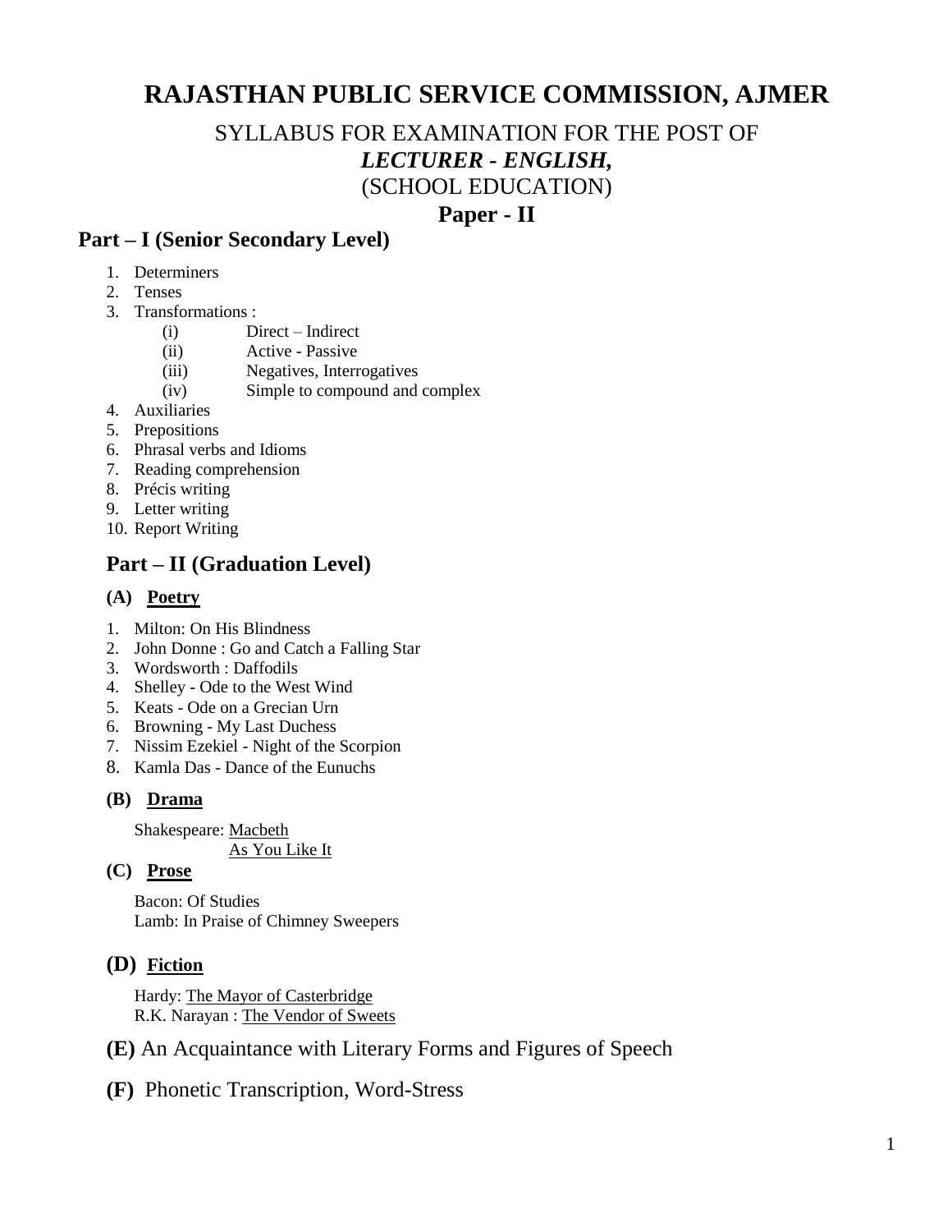# RAJASTHAN PUBLIC SERVICE COMMISSION, AJMER

## SYLLABUS FOR EXAMINATION FOR THE POST OF
## *LECTURER - ENGLISH,*
## (SCHOOL EDUCATION)
## Paper - II

### Part – I (Senior Secondary Level)

1. Determiners
2. Tenses
3. Transformations :
   - (i) Direct – Indirect
   - (ii) Active - Passive
   - (iii) Negatives, Interrogatives
   - (iv) Simple to compound and complex
4. Auxiliaries
5. Prepositions
6. Phrasal verbs and Idioms
7. Reading comprehension
8. Précis writing
9. Letter writing
10. Report Writing

### Part – II (Graduation Level)

#### (A) Poetry

1. Milton: On His Blindness
2. John Donne : Go and Catch a Falling Star
3. Wordsworth : Daffodils
4. Shelley - Ode to the West Wind
5. Keats - Ode on a Grecian Urn
6. Browning - My Last Duchess
7. Nissim Ezekiel - Night of the Scorpion
8. Kamla Das - Dance of the Eunuchs

#### (B) Drama

Shakespeare: Macbeth
As You Like It

#### (C) Prose

Bacon: Of Studies
Lamb: In Praise of Chimney Sweepers

#### (D) Fiction

Hardy: The Mayor of Casterbridge
R.K. Narayan : The Vendor of Sweets

**(E)** An Acquaintance with Literary Forms and Figures of Speech

**(F)** Phonetic Transcription, Word-Stress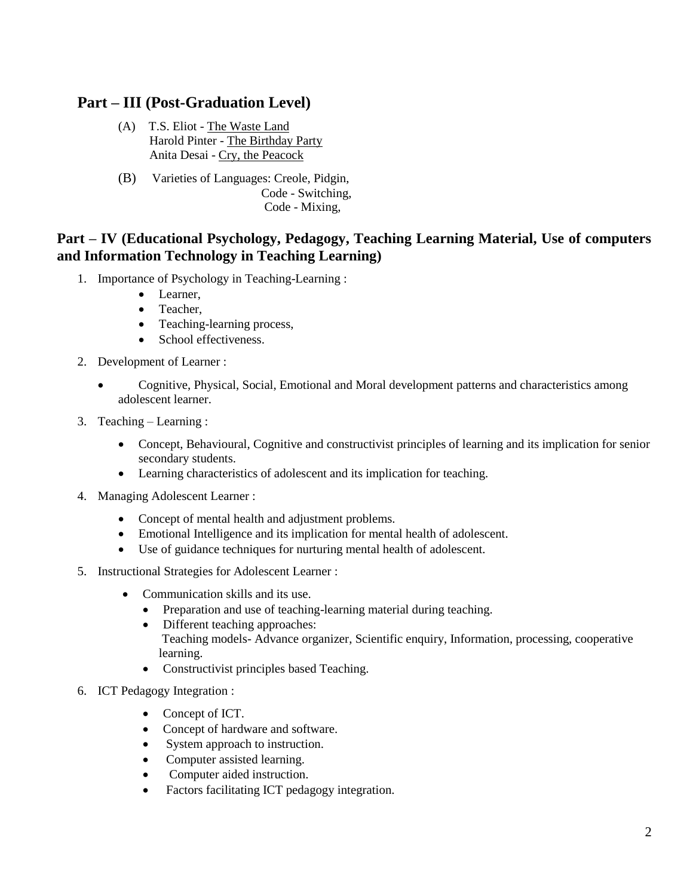## Part – III (Post-Graduation Level)

(A) T.S. Eliot - The Waste Land
Harold Pinter - The Birthday Party
Anita Desai - Cry, the Peacock

(B) Varieties of Languages: Creole, Pidgin,
Code - Switching,
Code - Mixing,

## Part – IV (Educational Psychology, Pedagogy, Teaching Learning Material, Use of computers and Information Technology in Teaching Learning)

1. Importance of Psychology in Teaching-Learning :
   - Learner,
   - Teacher,
   - Teaching-learning process,
   - School effectiveness.
2. Development of Learner :
   - Cognitive, Physical, Social, Emotional and Moral development patterns and characteristics among adolescent learner.
3. Teaching – Learning :
   - Concept, Behavioural, Cognitive and constructivist principles of learning and its implication for senior secondary students.
   - Learning characteristics of adolescent and its implication for teaching.
4. Managing Adolescent Learner :
   - Concept of mental health and adjustment problems.
   - Emotional Intelligence and its implication for mental health of adolescent.
   - Use of guidance techniques for nurturing mental health of adolescent.
5. Instructional Strategies for Adolescent Learner :
   - Communication skills and its use.
   - Preparation and use of teaching-learning material during teaching.
   - Different teaching approaches:
     Teaching models- Advance organizer, Scientific enquiry, Information, processing, cooperative learning.
   - Constructivist principles based Teaching.
6. ICT Pedagogy Integration :
   - Concept of ICT.
   - Concept of hardware and software.
   - System approach to instruction.
   - Computer assisted learning.
   - Computer aided instruction.
   - Factors facilitating ICT pedagogy integration.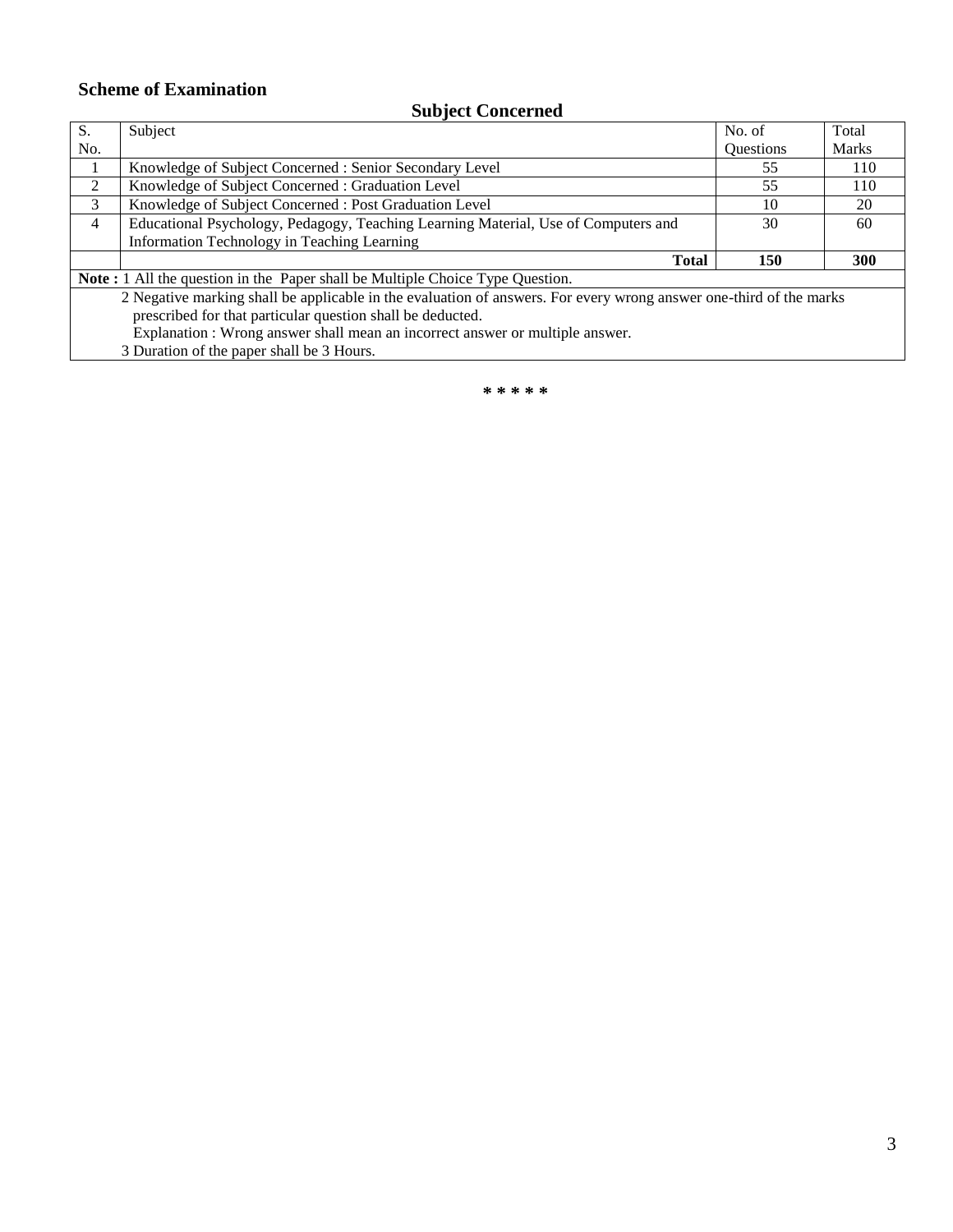## Scheme of Examination

### Subject Concerned

| S. No. | Subject | No. of Questions | Total Marks |
|---|---|---|---|
| 1 | Knowledge of Subject Concerned : Senior Secondary Level | 55 | 110 |
| 2 | Knowledge of Subject Concerned : Graduation Level | 55 | 110 |
| 3 | Knowledge of Subject Concerned : Post Graduation Level | 10 | 20 |
| 4 | Educational Psychology, Pedagogy, Teaching Learning Material, Use of Computers and Information Technology in Teaching Learning | 30 | 60 |
| | **Total** | **150** | **300** |

**Note :** 1 All the question in the Paper shall be Multiple Choice Type Question.

2 Negative marking shall be applicable in the evaluation of answers. For every wrong answer one-third of the marks prescribed for that particular question shall be deducted.

Explanation : Wrong answer shall mean an incorrect answer or multiple answer.

3 Duration of the paper shall be 3 Hours.

**\* \* \* \* \***